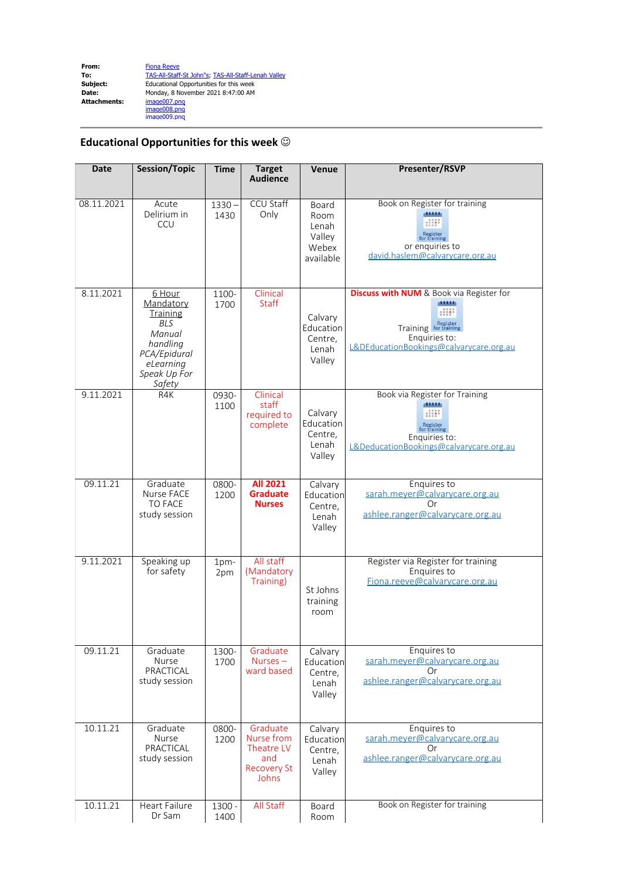**From:** Fiona Reeve
**To:** TAS-All-Staff-St John"s; TAS-All-Staff-Lenah Valley
**Subject:** Educational Opportunities for this week
**Date:** Monday, 8 November 2021 8:47:00 AM
**Attachments:** image007.png
image008.png
image009.png

## Educational Opportunities for this week ☺

| Date | Session/Topic | Time | Target Audience | Venue | Presenter/RSVP |
|---|---|---|---|---|---|
| 08.11.2021 | Acute Delirium in CCU | 1330 – 1430 | CCU Staff Only | Board Room Lenah Valley Webex available | Book on Register for training or enquiries to david.haslem@calvarycare.org.au |
| 8.11.2021 | 6 Hour Mandatory Training *BLS* *Manual handling* *PCA/Epidural* *eLearning* *Speak Up For Safety* | 1100-1700 | Clinical Staff | Calvary Education Centre, Lenah Valley | **Discuss with NUM** & Book via Register for Training Enquiries to: L&DEducationBookings@calvarycare.org.au |
| 9.11.2021 | R4K | 0930-1100 | Clinical staff required to complete | Calvary Education Centre, Lenah Valley | Book via Register for Training Enquiries to: L&Deducation Bookings@calvarycare.org.au |
| 09.11.21 | Graduate Nurse FACE TO FACE study session | 0800-1200 | **All 2021 Graduate Nurses** | Calvary Education Centre, Lenah Valley | Enquires to sarah.meyer@calvarycare.org.au Or ashlee.ranger@calvarycare.org.au |
| 9.11.2021 | Speaking up for safety | 1pm-2pm | All staff (Mandatory Training) | St Johns training room | Register via Register for training Enquires to Fiona.reeve@calvarycare.org.au |
| 09.11.21 | Graduate Nurse PRACTICAL study session | 1300-1700 | Graduate Nurses – ward based | Calvary Education Centre, Lenah Valley | Enquires to sarah.meyer@calvarycare.org.au Or ashlee.ranger@calvarycare.org.au |
| 10.11.21 | Graduate Nurse PRACTICAL study session | 0800-1200 | Graduate Nurse from Theatre LV and Recovery St Johns | Calvary Education Centre, Lenah Valley | Enquires to sarah.meyer@calvarycare.org.au Or ashlee.ranger@calvarycare.org.au |
| 10.11.21 | Heart Failure Dr Sam | 1300 - 1400 | All Staff | Board Room | Book on Register for training |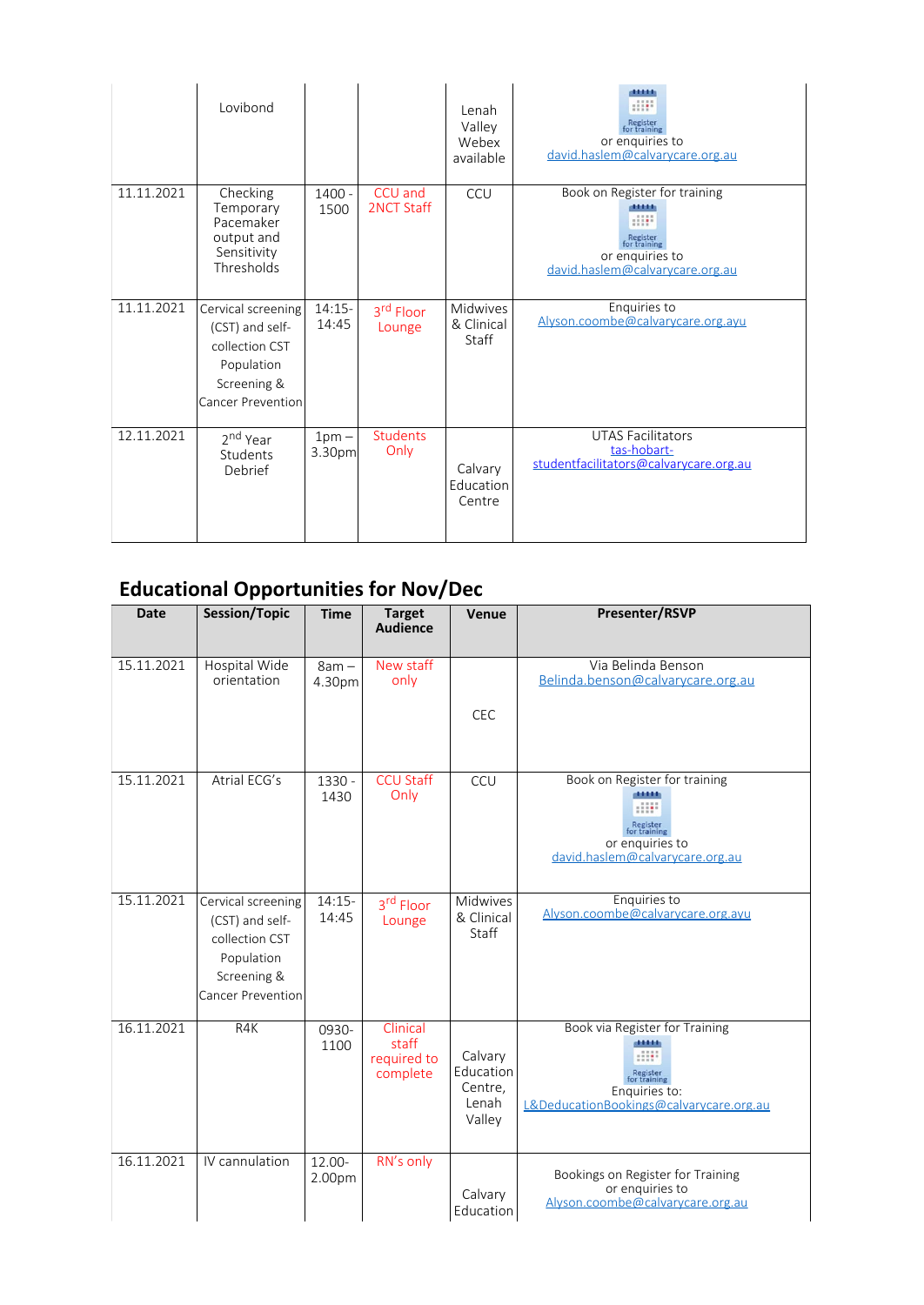| | | | | | |
|---|---|---|---|---|---|
| | Lovibond | | | Lenah Valley Webex available | Register for training or enquiries to david.haslem@calvarycare.org.au |
| 11.11.2021 | Checking Temporary Pacemaker output and Sensitivity Thresholds | 1400 - 1500 | CCU and 2NCT Staff | CCU | Book on Register for training Register for training or enquiries to david.haslem@calvarycare.org.au |
| 11.11.2021 | Cervical screening (CST) and self-collection CST Population Screening & Cancer Prevention | 14:15-14:45 | 3rd Floor Lounge | Midwives & Clinical Staff | Enquiries to Alyson.coombe@calvarycare.org.ayu |
| 12.11.2021 | 2nd Year Students Debrief | 1pm – 3.30pm | Students Only | Calvary Education Centre | UTAS Facilitators tas-hobart-studentfacilitators@calvarycare.org.au |

## Educational Opportunities for Nov/Dec

| Date | Session/Topic | Time | Target Audience | Venue | Presenter/RSVP |
|---|---|---|---|---|---|
| 15.11.2021 | Hospital Wide orientation | 8am – 4.30pm | New staff only | CEC | Via Belinda Benson Belinda.benson@calvarycare.org.au |
| 15.11.2021 | Atrial ECG's | 1330 - 1430 | CCU Staff Only | CCU | Book on Register for training Register for training or enquiries to david.haslem@calvarycare.org.au |
| 15.11.2021 | Cervical screening (CST) and self-collection CST Population Screening & Cancer Prevention | 14:15-14:45 | 3rd Floor Lounge | Midwives & Clinical Staff | Enquiries to Alyson.coombe@calvarycare.org.ayu |
| 16.11.2021 | R4K | 0930-1100 | Clinical staff required to complete | Calvary Education Centre, Lenah Valley | Book via Register for Training Register for training Enquiries to: L&DeducationBookings@calvarycare.org.au |
| 16.11.2021 | IV cannulation | 12.00-2.00pm | RN's only | Calvary Education | Bookings on Register for Training or enquiries to Alyson.coombe@calvarycare.org.au |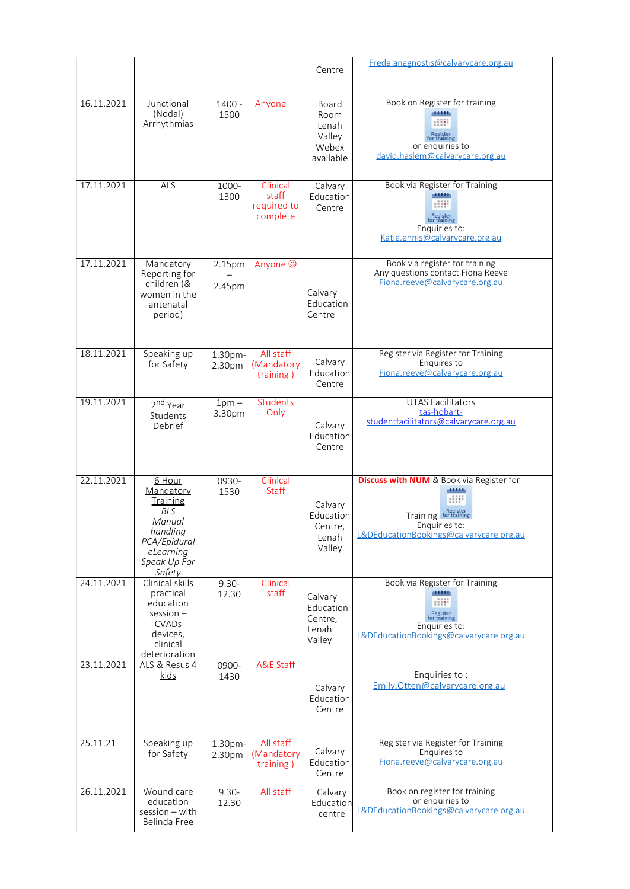| | | | | | |
|---|---|---|---|---|---|
| | | | | Centre | Freda.anagnostis@calvarycare.org.au |
| 16.11.2021 | Junctional (Nodal) Arrhythmias | 1400 - 1500 | Anyone | Board Room Lenah Valley Webex available | Book on Register for training<br>Register for training<br>or enquiries to<br>david.haslem@calvarycare.org.au |
| 17.11.2021 | ALS | 1000-1300 | Clinical staff required to complete | Calvary Education Centre | Book via Register for Training<br>Register for training<br>Enquiries to:<br>Katie.ennis@calvarycare.org.au |
| 17.11.2021 | Mandatory Reporting for children (& women in the antenatal period) | 2.15pm – 2.45pm | Anyone ☺ | Calvary Education Centre | Book via register for training<br>Any questions contact Fiona Reeve<br>Fiona.reeve@calvarycare.org.au |
| 18.11.2021 | Speaking up for Safety | 1.30pm-2.30pm | All staff (Mandatory training ) | Calvary Education Centre | Register via Register for Training<br>Enquires to<br>Fiona.reeve@calvarycare.org.au |
| 19.11.2021 | 2nd Year Students Debrief | 1pm – 3.30pm | Students Only | Calvary Education Centre | UTAS Facilitators<br>tas-hobart-studentfacilitators@calvarycare.org.au |
| 22.11.2021 | 6 Hour Mandatory Training<br>*BLS*<br>*Manual handling*<br>*PCA/Epidural eLearning*<br>*Speak Up For Safety* | 0930-1530 | Clinical Staff | Calvary Education Centre, Lenah Valley | **Discuss with NUM** & Book via Register for Training<br>Register for training<br>Enquires to:<br>L&DEducationBookings@calvarycare.org.au |
| 24.11.2021 | Clinical skills practical education session – CVADs devices, clinical deterioration | 9.30-12.30 | Clinical staff | Calvary Education Centre, Lenah Valley | Book via Register for Training<br>Register for training<br>Enquiries to:<br>L&DEducationBookings@calvarycare.org.au |
| 23.11.2021 | ALS & Resus 4 kids | 0900-1430 | A&E Staff | Calvary Education Centre | Enquiries to :<br>Emily.Otten@calvarycare.org.au |
| 25.11.21 | Speaking up for Safety | 1.30pm-2.30pm | All staff (Mandatory training ) | Calvary Education Centre | Register via Register for Training<br>Enquires to<br>Fiona.reeve@calvarycare.org.au |
| 26.11.2021 | Wound care education session – with Belinda Free | 9.30-12.30 | All staff | Calvary Education centre | Book on register for training<br>or enquiries to<br>L&DEducationBookings@calvarycare.org.au |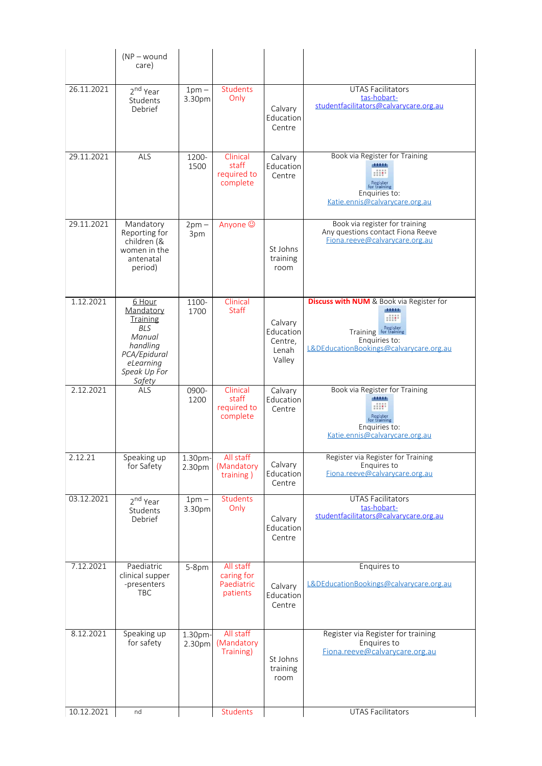| | | | | | |
|---|---|---|---|---|---|
| | (NP – wound care) | | | | |
| 26.11.2021 | 2nd Year Students Debrief | 1pm – 3.30pm | Students Only | Calvary Education Centre | UTAS Facilitators tas-hobart-studentfacilitators@calvarycare.org.au |
| 29.11.2021 | ALS | 1200-1500 | Clinical staff required to complete | Calvary Education Centre | Book via Register for Training Enquiries to: Katie.ennis@calvarycare.org.au |
| 29.11.2021 | Mandatory Reporting for children (& women in the antenatal period) | 2pm – 3pm | Anyone ☺ | St Johns training room | Book via register for training Any questions contact Fiona Reeve Fiona.reeve@calvarycare.org.au |
| 1.12.2021 | 6 Hour Mandatory Training *BLS* *Manual handling* *PCA/Epidural* *eLearning* *Speak Up For Safety* | 1100-1700 | Clinical Staff | Calvary Education Centre, Lenah Valley | **Discuss with NUM** & Book via Register for Training Enquiries to: L&DEducationBookings@calvarycare.org.au |
| 2.12.2021 | ALS | 0900-1200 | Clinical staff required to complete | Calvary Education Centre | Book via Register for Training Enquiries to: Katie.ennis@calvarycare.org.au |
| 2.12.21 | Speaking up for Safety | 1.30pm-2.30pm | All staff (Mandatory training ) | Calvary Education Centre | Register via Register for Training Enquires to Fiona.reeve@calvarycare.org.au |
| 03.12.2021 | 2nd Year Students Debrief | 1pm – 3.30pm | Students Only | Calvary Education Centre | UTAS Facilitators tas-hobart-studentfacilitators@calvarycare.org.au |
| 7.12.2021 | Paediatric clinical supper -presenters TBC | 5-8pm | All staff caring for Paediatric patients | Calvary Education Centre | Enquires to L&DEducationBookings@calvarycare.org.au |
| 8.12.2021 | Speaking up for safety | 1.30pm-2.30pm | All staff (Mandatory Training) | St Johns training room | Register via Register for training Enquires to Fiona.reeve@calvarycare.org.au |
| 10.12.2021 | nd | | Students | | UTAS Facilitators |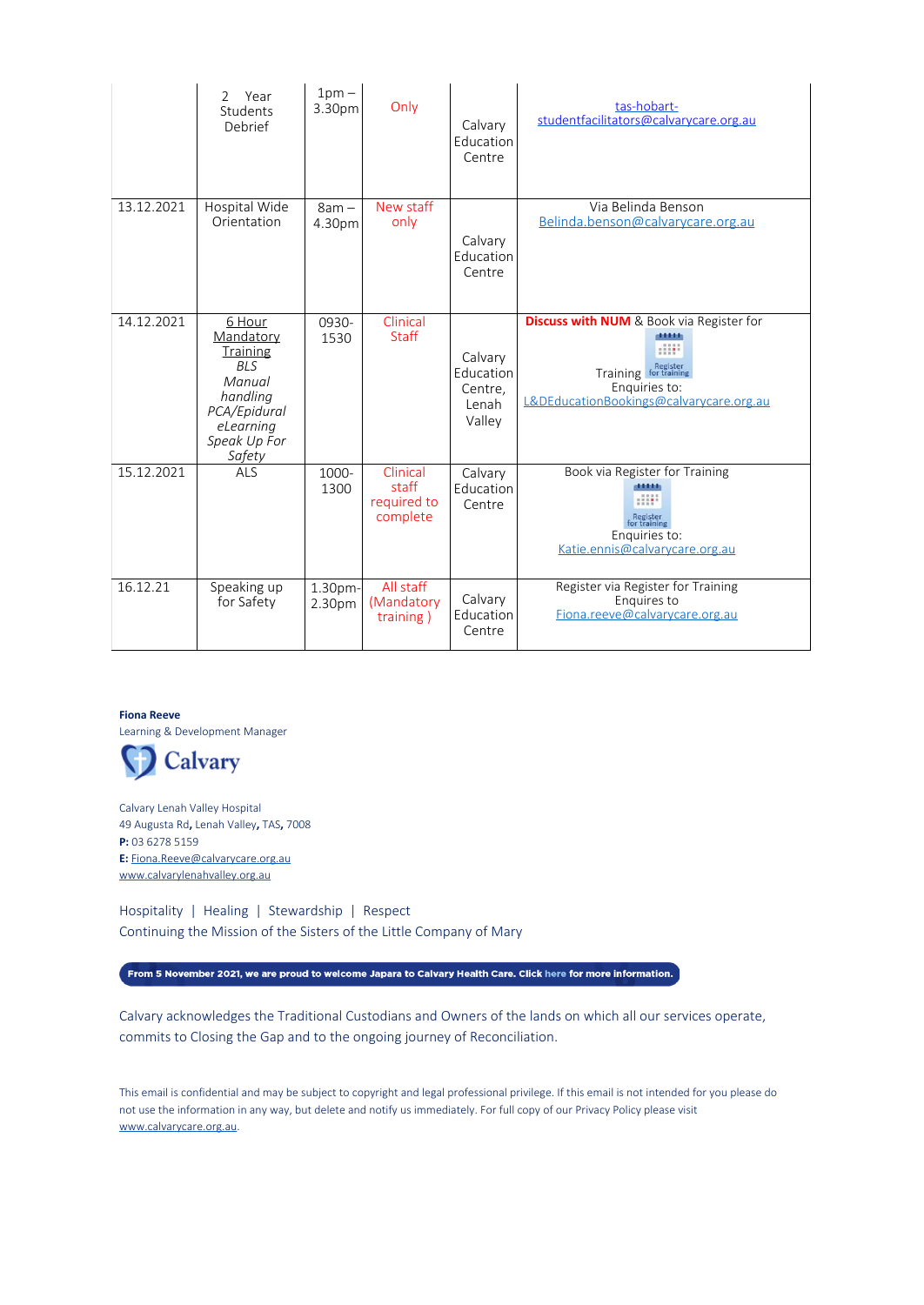| | | | | | |
|---|---|---|---|---|---|
| | 2 Year Students Debrief | 1pm – 3.30pm | Only | Calvary Education Centre | tas-hobart-studentfacilitators@calvarycare.org.au |
| 13.12.2021 | Hospital Wide Orientation | 8am – 4.30pm | New staff only | Calvary Education Centre | Via Belinda Benson Belinda.benson@calvarycare.org.au |
| 14.12.2021 | 6 Hour Mandatory Training *BLS* *Manual handling* *PCA/Epidural* *eLearning* *Speak Up For Safety* | 0930-1530 | Clinical Staff | Calvary Education Centre, Lenah Valley | **Discuss with NUM** & Book via Register for Training Register for training Enquiries to: L&DEducationBookings@calvarycare.org.au |
| 15.12.2021 | ALS | 1000-1300 | Clinical staff required to complete | Calvary Education Centre | Book via Register for Training Register for training Enquiries to: Katie.ennis@calvarycare.org.au |
| 16.12.21 | Speaking up for Safety | 1.30pm-2.30pm | All staff (Mandatory training ) | Calvary Education Centre | Register via Register for Training Enquires to Fiona.reeve@calvarycare.org.au |

**Fiona Reeve**
Learning & Development Manager

Calvary

Calvary Lenah Valley Hospital
49 Augusta Rd, Lenah Valley, TAS, 7008
**P:** 03 6278 5159
**E:** Fiona.Reeve@calvarycare.org.au
www.calvarylenahvalley.org.au

Hospitality | Healing | Stewardship | Respect
Continuing the Mission of the Sisters of the Little Company of Mary

**From 5 November 2021, we are proud to welcome Japara to Calvary Health Care. Click here for more information.**

Calvary acknowledges the Traditional Custodians and Owners of the lands on which all our services operate, commits to Closing the Gap and to the ongoing journey of Reconciliation.

This email is confidential and may be subject to copyright and legal professional privilege. If this email is not intended for you please do not use the information in any way, but delete and notify us immediately. For full copy of our Privacy Policy please visit www.calvarycare.org.au.